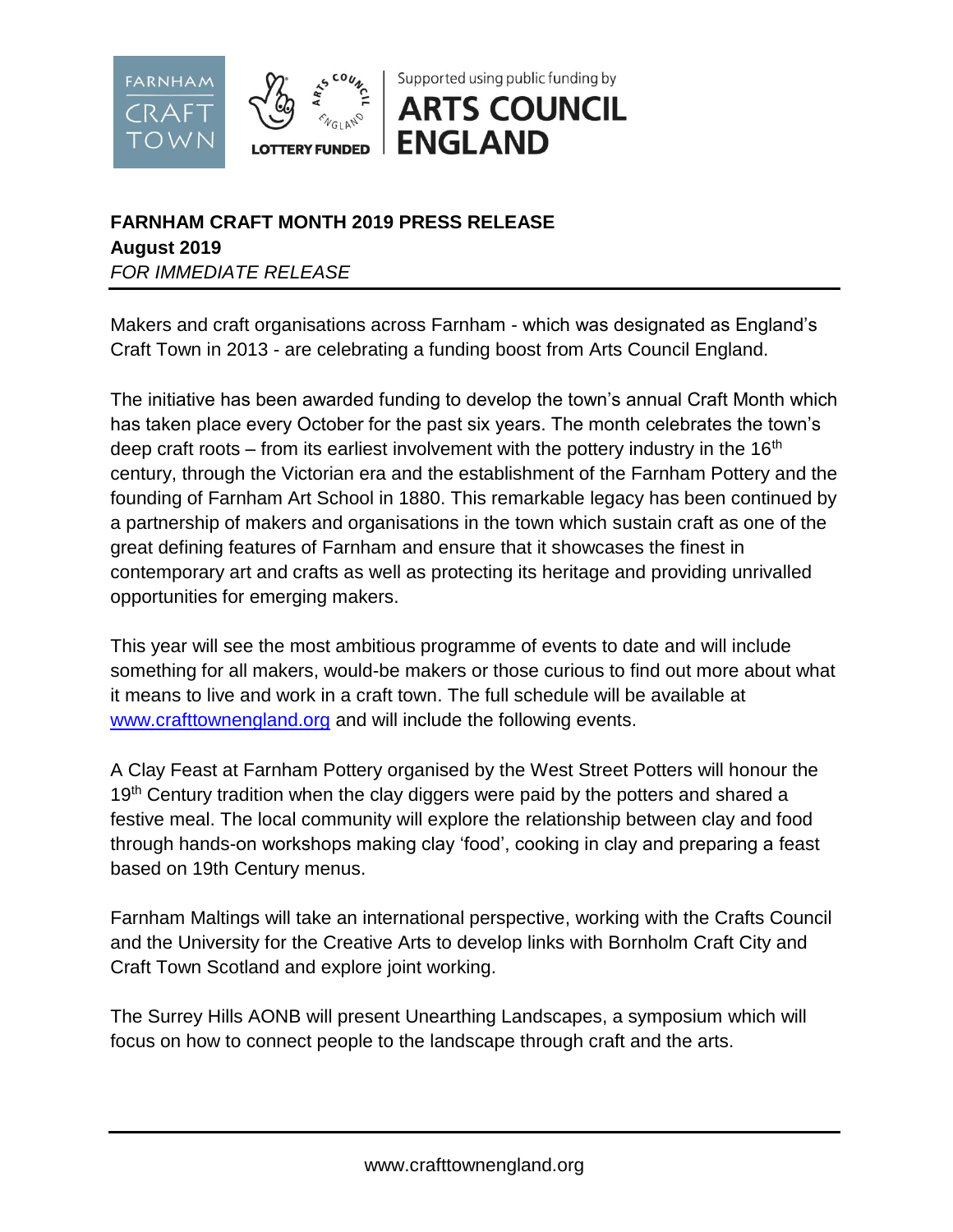FARNHAM CRAFT TOWN

Supported using public funding by ARTS COUNCIL ENGLAND

LOTTERY FUNDED

**FARNHAM CRAFT MONTH 2019 PRESS RELEASE**
**August 2019**
*FOR IMMEDIATE RELEASE*

Makers and craft organisations across Farnham - which was designated as England's Craft Town in 2013 - are celebrating a funding boost from Arts Council England.

The initiative has been awarded funding to develop the town's annual Craft Month which has taken place every October for the past six years. The month celebrates the town's deep craft roots – from its earliest involvement with the pottery industry in the 16th century, through the Victorian era and the establishment of the Farnham Pottery and the founding of Farnham Art School in 1880. This remarkable legacy has been continued by a partnership of makers and organisations in the town which sustain craft as one of the great defining features of Farnham and ensure that it showcases the finest in contemporary art and crafts as well as protecting its heritage and providing unrivalled opportunities for emerging makers.

This year will see the most ambitious programme of events to date and will include something for all makers, would-be makers or those curious to find out more about what it means to live and work in a craft town. The full schedule will be available at [www.crafttownengland.org](www.crafttownengland.org) and will include the following events.

A Clay Feast at Farnham Pottery organised by the West Street Potters will honour the 19th Century tradition when the clay diggers were paid by the potters and shared a festive meal. The local community will explore the relationship between clay and food through hands-on workshops making clay 'food', cooking in clay and preparing a feast based on 19th Century menus.

Farnham Maltings will take an international perspective, working with the Crafts Council and the University for the Creative Arts to develop links with Bornholm Craft City and Craft Town Scotland and explore joint working.

The Surrey Hills AONB will present Unearthing Landscapes, a symposium which will focus on how to connect people to the landscape through craft and the arts.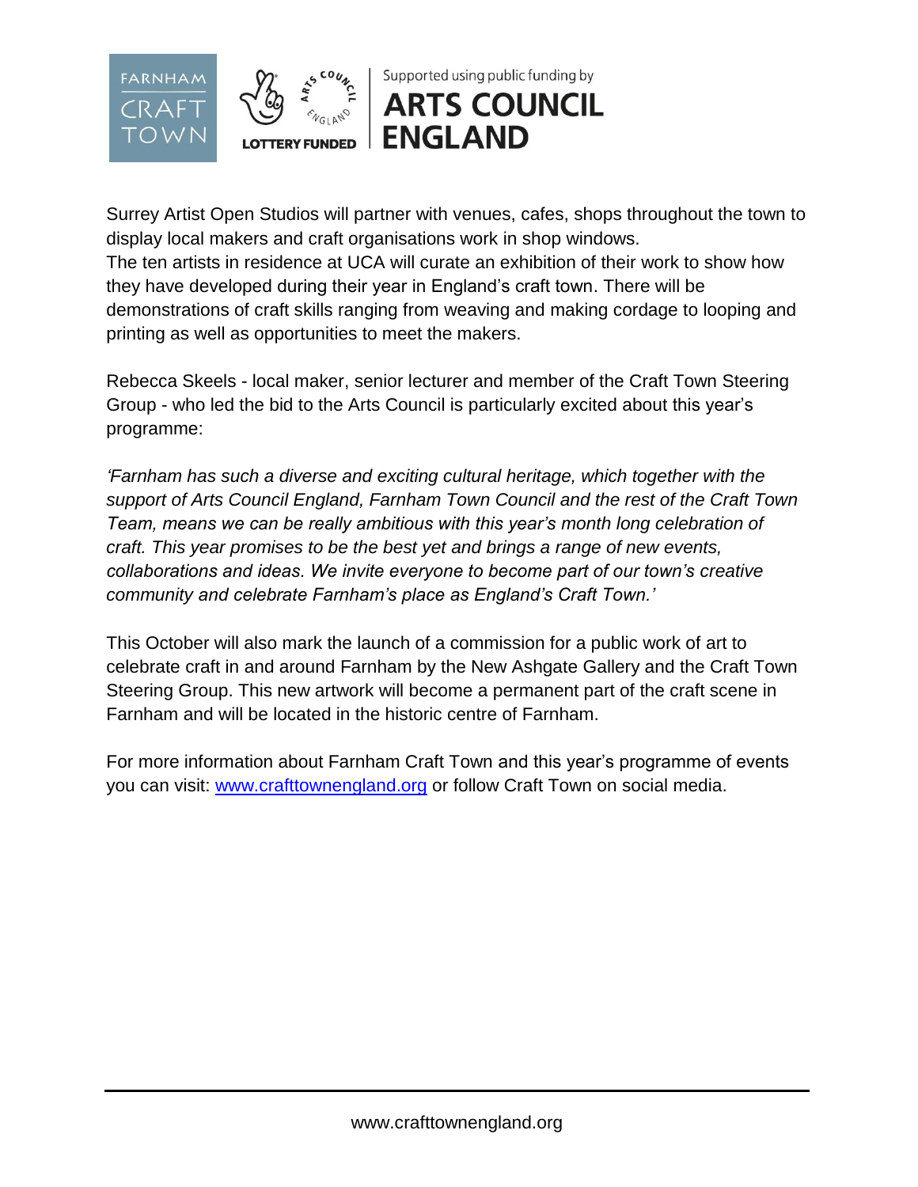Surrey Artist Open Studios will partner with venues, cafes, shops throughout the town to display local makers and craft organisations work in shop windows.
The ten artists in residence at UCA will curate an exhibition of their work to show how they have developed during their year in England's craft town. There will be demonstrations of craft skills ranging from weaving and making cordage to looping and printing as well as opportunities to meet the makers.

Rebecca Skeels - local maker, senior lecturer and member of the Craft Town Steering Group - who led the bid to the Arts Council is particularly excited about this year's programme:

*'Farnham has such a diverse and exciting cultural heritage, which together with the support of Arts Council England, Farnham Town Council and the rest of the Craft Town Team, means we can be really ambitious with this year's month long celebration of craft. This year promises to be the best yet and brings a range of new events, collaborations and ideas. We invite everyone to become part of our town's creative community and celebrate Farnham's place as England's Craft Town.'*

This October will also mark the launch of a commission for a public work of art to celebrate craft in and around Farnham by the New Ashgate Gallery and the Craft Town Steering Group. This new artwork will become a permanent part of the craft scene in Farnham and will be located in the historic centre of Farnham.

For more information about Farnham Craft Town and this year's programme of events you can visit: [www.crafttownengland.org](http://www.crafttownengland.org) or follow Craft Town on social media.